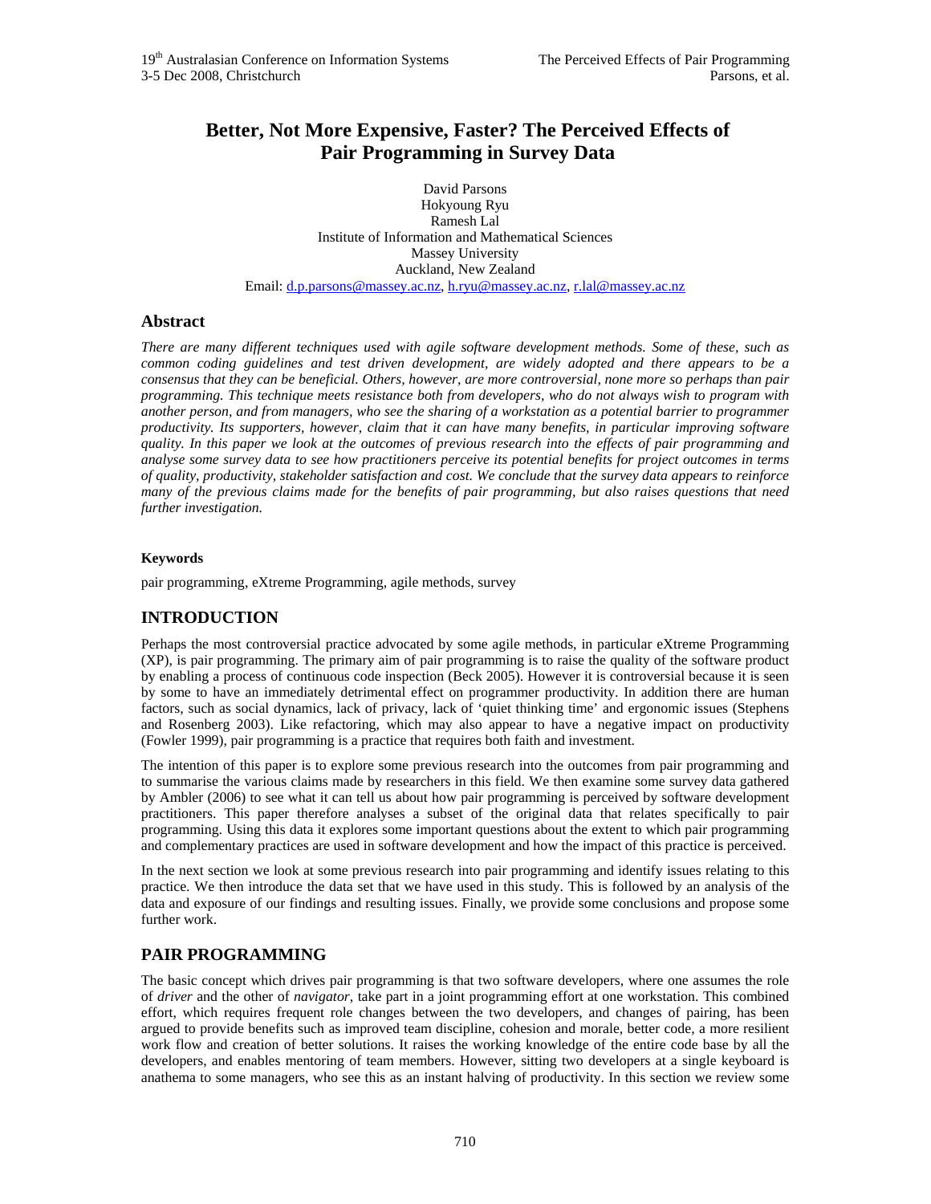# Better, Not More Expensive, Faster? The Perceived Effects of Pair Programming in Survey Data

David Parsons
Hokyoung Ryu
Ramesh Lal
Institute of Information and Mathematical Sciences
Massey University
Auckland, New Zealand
Email: d.p.parsons@massey.ac.nz, h.ryu@massey.ac.nz, r.lal@massey.ac.nz

## Abstract

*There are many different techniques used with agile software development methods. Some of these, such as common coding guidelines and test driven development, are widely adopted and there appears to be a consensus that they can be beneficial. Others, however, are more controversial, none more so perhaps than pair programming. This technique meets resistance both from developers, who do not always wish to program with another person, and from managers, who see the sharing of a workstation as a potential barrier to programmer productivity. Its supporters, however, claim that it can have many benefits, in particular improving software quality. In this paper we look at the outcomes of previous research into the effects of pair programming and analyse some survey data to see how practitioners perceive its potential benefits for project outcomes in terms of quality, productivity, stakeholder satisfaction and cost. We conclude that the survey data appears to reinforce many of the previous claims made for the benefits of pair programming, but also raises questions that need further investigation.*

#### Keywords

pair programming, eXtreme Programming, agile methods, survey

## INTRODUCTION

Perhaps the most controversial practice advocated by some agile methods, in particular eXtreme Programming (XP), is pair programming. The primary aim of pair programming is to raise the quality of the software product by enabling a process of continuous code inspection (Beck 2005). However it is controversial because it is seen by some to have an immediately detrimental effect on programmer productivity. In addition there are human factors, such as social dynamics, lack of privacy, lack of 'quiet thinking time' and ergonomic issues (Stephens and Rosenberg 2003). Like refactoring, which may also appear to have a negative impact on productivity (Fowler 1999), pair programming is a practice that requires both faith and investment.

The intention of this paper is to explore some previous research into the outcomes from pair programming and to summarise the various claims made by researchers in this field. We then examine some survey data gathered by Ambler (2006) to see what it can tell us about how pair programming is perceived by software development practitioners. This paper therefore analyses a subset of the original data that relates specifically to pair programming. Using this data it explores some important questions about the extent to which pair programming and complementary practices are used in software development and how the impact of this practice is perceived.

In the next section we look at some previous research into pair programming and identify issues relating to this practice. We then introduce the data set that we have used in this study. This is followed by an analysis of the data and exposure of our findings and resulting issues. Finally, we provide some conclusions and propose some further work.

## PAIR PROGRAMMING

The basic concept which drives pair programming is that two software developers, where one assumes the role of *driver* and the other of *navigator*, take part in a joint programming effort at one workstation. This combined effort, which requires frequent role changes between the two developers, and changes of pairing, has been argued to provide benefits such as improved team discipline, cohesion and morale, better code, a more resilient work flow and creation of better solutions. It raises the working knowledge of the entire code base by all the developers, and enables mentoring of team members. However, sitting two developers at a single keyboard is anathema to some managers, who see this as an instant halving of productivity. In this section we review some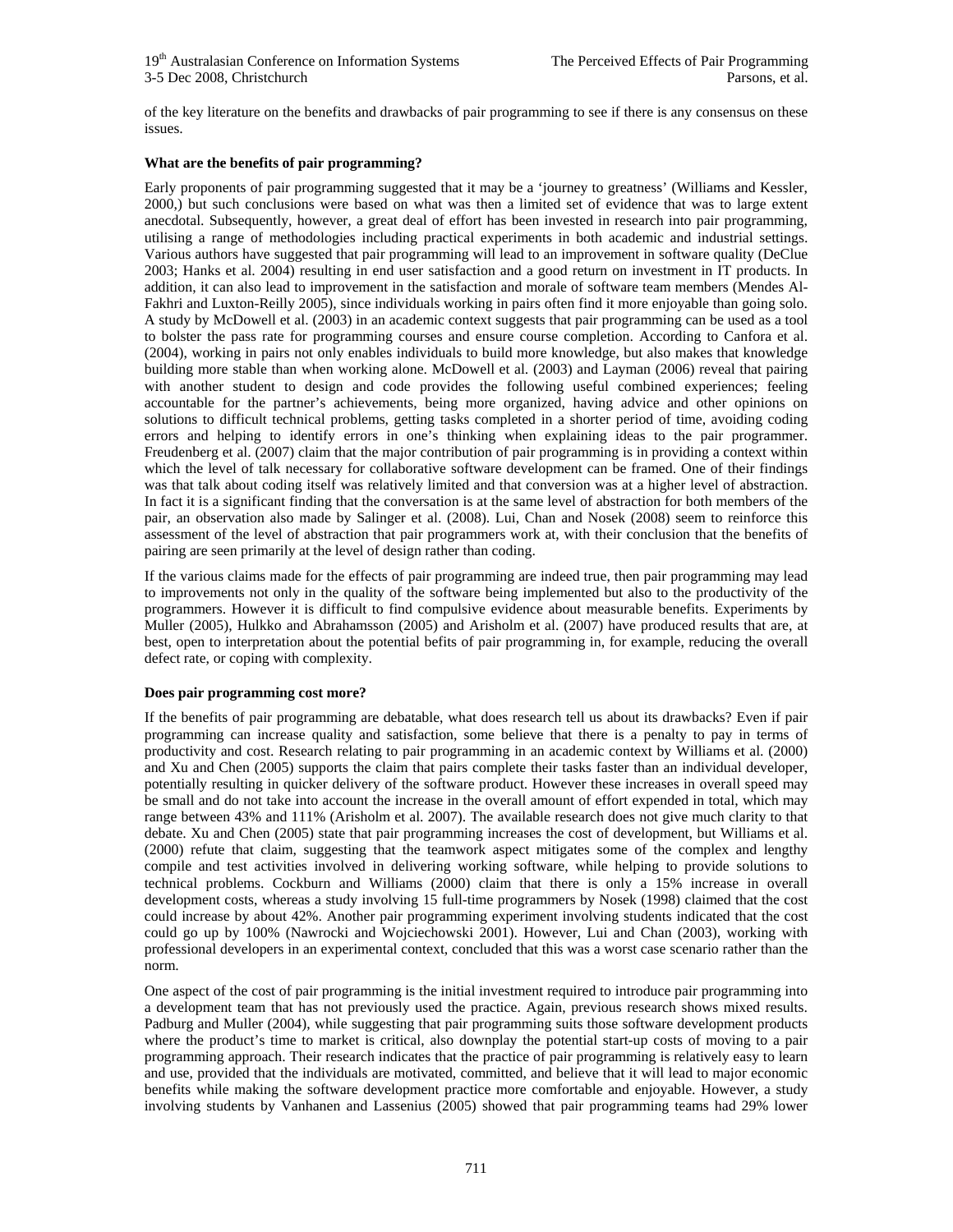of the key literature on the benefits and drawbacks of pair programming to see if there is any consensus on these issues.

**What are the benefits of pair programming?**

Early proponents of pair programming suggested that it may be a 'journey to greatness' (Williams and Kessler, 2000,) but such conclusions were based on what was then a limited set of evidence that was to large extent anecdotal. Subsequently, however, a great deal of effort has been invested in research into pair programming, utilising a range of methodologies including practical experiments in both academic and industrial settings. Various authors have suggested that pair programming will lead to an improvement in software quality (DeClue 2003; Hanks et al. 2004) resulting in end user satisfaction and a good return on investment in IT products. In addition, it can also lead to improvement in the satisfaction and morale of software team members (Mendes Al-Fakhri and Luxton-Reilly 2005), since individuals working in pairs often find it more enjoyable than going solo. A study by McDowell et al. (2003) in an academic context suggests that pair programming can be used as a tool to bolster the pass rate for programming courses and ensure course completion. According to Canfora et al. (2004), working in pairs not only enables individuals to build more knowledge, but also makes that knowledge building more stable than when working alone. McDowell et al. (2003) and Layman (2006) reveal that pairing with another student to design and code provides the following useful combined experiences; feeling accountable for the partner's achievements, being more organized, having advice and other opinions on solutions to difficult technical problems, getting tasks completed in a shorter period of time, avoiding coding errors and helping to identify errors in one's thinking when explaining ideas to the pair programmer. Freudenberg et al. (2007) claim that the major contribution of pair programming is in providing a context within which the level of talk necessary for collaborative software development can be framed. One of their findings was that talk about coding itself was relatively limited and that conversion was at a higher level of abstraction. In fact it is a significant finding that the conversation is at the same level of abstraction for both members of the pair, an observation also made by Salinger et al. (2008). Lui, Chan and Nosek (2008) seem to reinforce this assessment of the level of abstraction that pair programmers work at, with their conclusion that the benefits of pairing are seen primarily at the level of design rather than coding.

If the various claims made for the effects of pair programming are indeed true, then pair programming may lead to improvements not only in the quality of the software being implemented but also to the productivity of the programmers. However it is difficult to find compulsive evidence about measurable benefits. Experiments by Muller (2005), Hulkko and Abrahamsson (2005) and Arisholm et al. (2007) have produced results that are, at best, open to interpretation about the potential befits of pair programming in, for example, reducing the overall defect rate, or coping with complexity.

**Does pair programming cost more?**

If the benefits of pair programming are debatable, what does research tell us about its drawbacks? Even if pair programming can increase quality and satisfaction, some believe that there is a penalty to pay in terms of productivity and cost. Research relating to pair programming in an academic context by Williams et al. (2000) and Xu and Chen (2005) supports the claim that pairs complete their tasks faster than an individual developer, potentially resulting in quicker delivery of the software product. However these increases in overall speed may be small and do not take into account the increase in the overall amount of effort expended in total, which may range between 43% and 111% (Arisholm et al. 2007). The available research does not give much clarity to that debate. Xu and Chen (2005) state that pair programming increases the cost of development, but Williams et al. (2000) refute that claim, suggesting that the teamwork aspect mitigates some of the complex and lengthy compile and test activities involved in delivering working software, while helping to provide solutions to technical problems. Cockburn and Williams (2000) claim that there is only a 15% increase in overall development costs, whereas a study involving 15 full-time programmers by Nosek (1998) claimed that the cost could increase by about 42%. Another pair programming experiment involving students indicated that the cost could go up by 100% (Nawrocki and Wojciechowski 2001). However, Lui and Chan (2003), working with professional developers in an experimental context, concluded that this was a worst case scenario rather than the norm.

One aspect of the cost of pair programming is the initial investment required to introduce pair programming into a development team that has not previously used the practice. Again, previous research shows mixed results. Padburg and Muller (2004), while suggesting that pair programming suits those software development products where the product's time to market is critical, also downplay the potential start-up costs of moving to a pair programming approach. Their research indicates that the practice of pair programming is relatively easy to learn and use, provided that the individuals are motivated, committed, and believe that it will lead to major economic benefits while making the software development practice more comfortable and enjoyable. However, a study involving students by Vanhanen and Lassenius (2005) showed that pair programming teams had 29% lower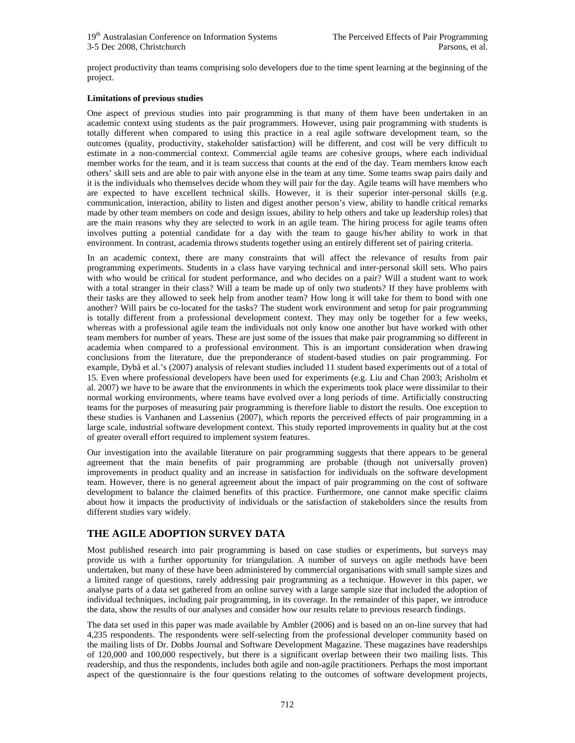project productivity than teams comprising solo developers due to the time spent learning at the beginning of the project.

**Limitations of previous studies**

One aspect of previous studies into pair programming is that many of them have been undertaken in an academic context using students as the pair programmers. However, using pair programming with students is totally different when compared to using this practice in a real agile software development team, so the outcomes (quality, productivity, stakeholder satisfaction) will be different, and cost will be very difficult to estimate in a non-commercial context. Commercial agile teams are cohesive groups, where each individual member works for the team, and it is team success that counts at the end of the day. Team members know each others' skill sets and are able to pair with anyone else in the team at any time. Some teams swap pairs daily and it is the individuals who themselves decide whom they will pair for the day. Agile teams will have members who are expected to have excellent technical skills. However, it is their superior inter-personal skills (e.g. communication, interaction, ability to listen and digest another person's view, ability to handle critical remarks made by other team members on code and design issues, ability to help others and take up leadership roles) that are the main reasons why they are selected to work in an agile team. The hiring process for agile teams often involves putting a potential candidate for a day with the team to gauge his/her ability to work in that environment. In contrast, academia throws students together using an entirely different set of pairing criteria.

In an academic context, there are many constraints that will affect the relevance of results from pair programming experiments. Students in a class have varying technical and inter-personal skill sets. Who pairs with who would be critical for student performance, and who decides on a pair? Will a student want to work with a total stranger in their class? Will a team be made up of only two students? If they have problems with their tasks are they allowed to seek help from another team? How long it will take for them to bond with one another? Will pairs be co-located for the tasks? The student work environment and setup for pair programming is totally different from a professional development context. They may only be together for a few weeks, whereas with a professional agile team the individuals not only know one another but have worked with other team members for number of years. These are just some of the issues that make pair programming so different in academia when compared to a professional environment. This is an important consideration when drawing conclusions from the literature, due the preponderance of student-based studies on pair programming. For example, Dybå et al.'s (2007) analysis of relevant studies included 11 student based experiments out of a total of 15. Even where professional developers have been used for experiments (e.g. Liu and Chan 2003; Arisholm et al. 2007) we have to be aware that the environments in which the experiments took place were dissimilar to their normal working environments, where teams have evolved over a long periods of time. Artificially constructing teams for the purposes of measuring pair programming is therefore liable to distort the results. One exception to these studies is Vanhanen and Lassenius (2007), which reports the perceived effects of pair programming in a large scale, industrial software development context. This study reported improvements in quality but at the cost of greater overall effort required to implement system features.

Our investigation into the available literature on pair programming suggests that there appears to be general agreement that the main benefits of pair programming are probable (though not universally proven) improvements in product quality and an increase in satisfaction for individuals on the software development team. However, there is no general agreement about the impact of pair programming on the cost of software development to balance the claimed benefits of this practice. Furthermore, one cannot make specific claims about how it impacts the productivity of individuals or the satisfaction of stakeholders since the results from different studies vary widely.

## THE AGILE ADOPTION SURVEY DATA

Most published research into pair programming is based on case studies or experiments, but surveys may provide us with a further opportunity for triangulation. A number of surveys on agile methods have been undertaken, but many of these have been administered by commercial organisations with small sample sizes and a limited range of questions, rarely addressing pair programming as a technique. However in this paper, we analyse parts of a data set gathered from an online survey with a large sample size that included the adoption of individual techniques, including pair programming, in its coverage. In the remainder of this paper, we introduce the data, show the results of our analyses and consider how our results relate to previous research findings.

The data set used in this paper was made available by Ambler (2006) and is based on an on-line survey that had 4,235 respondents. The respondents were self-selecting from the professional developer community based on the mailing lists of Dr. Dobbs Journal and Software Development Magazine. These magazines have readerships of 120,000 and 100,000 respectively, but there is a significant overlap between their two mailing lists. This readership, and thus the respondents, includes both agile and non-agile practitioners. Perhaps the most important aspect of the questionnaire is the four questions relating to the outcomes of software development projects,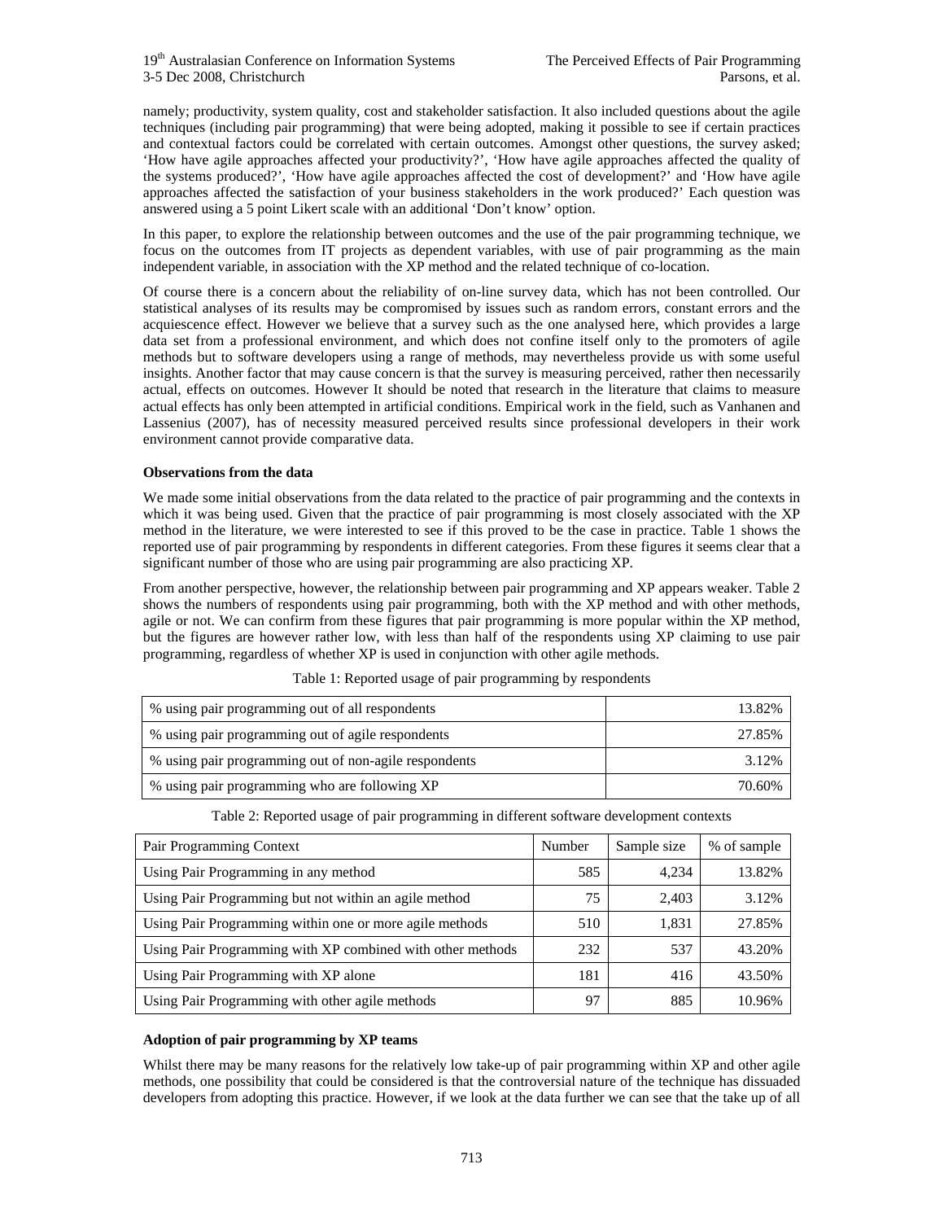namely; productivity, system quality, cost and stakeholder satisfaction. It also included questions about the agile techniques (including pair programming) that were being adopted, making it possible to see if certain practices and contextual factors could be correlated with certain outcomes. Amongst other questions, the survey asked; 'How have agile approaches affected your productivity?', 'How have agile approaches affected the quality of the systems produced?', 'How have agile approaches affected the cost of development?' and 'How have agile approaches affected the satisfaction of your business stakeholders in the work produced?' Each question was answered using a 5 point Likert scale with an additional 'Don't know' option.

In this paper, to explore the relationship between outcomes and the use of the pair programming technique, we focus on the outcomes from IT projects as dependent variables, with use of pair programming as the main independent variable, in association with the XP method and the related technique of co-location.

Of course there is a concern about the reliability of on-line survey data, which has not been controlled. Our statistical analyses of its results may be compromised by issues such as random errors, constant errors and the acquiescence effect. However we believe that a survey such as the one analysed here, which provides a large data set from a professional environment, and which does not confine itself only to the promoters of agile methods but to software developers using a range of methods, may nevertheless provide us with some useful insights. Another factor that may cause concern is that the survey is measuring perceived, rather then necessarily actual, effects on outcomes. However It should be noted that research in the literature that claims to measure actual effects has only been attempted in artificial conditions. Empirical work in the field, such as Vanhanen and Lassenius (2007), has of necessity measured perceived results since professional developers in their work environment cannot provide comparative data.

**Observations from the data**

We made some initial observations from the data related to the practice of pair programming and the contexts in which it was being used. Given that the practice of pair programming is most closely associated with the XP method in the literature, we were interested to see if this proved to be the case in practice. Table 1 shows the reported use of pair programming by respondents in different categories. From these figures it seems clear that a significant number of those who are using pair programming are also practicing XP.

From another perspective, however, the relationship between pair programming and XP appears weaker. Table 2 shows the numbers of respondents using pair programming, both with the XP method and with other methods, agile or not. We can confirm from these figures that pair programming is more popular within the XP method, but the figures are however rather low, with less than half of the respondents using XP claiming to use pair programming, regardless of whether XP is used in conjunction with other agile methods.

Table 1: Reported usage of pair programming by respondents

| | |
|---|---:|
| % using pair programming out of all respondents | 13.82% |
| % using pair programming out of agile respondents | 27.85% |
| % using pair programming out of non-agile respondents | 3.12% |
| % using pair programming who are following XP | 70.60% |

Table 2: Reported usage of pair programming in different software development contexts

| Pair Programming Context | Number | Sample size | % of sample |
|---|---:|---:|---:|
| Using Pair Programming in any method | 585 | 4,234 | 13.82% |
| Using Pair Programming but not within an agile method | 75 | 2,403 | 3.12% |
| Using Pair Programming within one or more agile methods | 510 | 1,831 | 27.85% |
| Using Pair Programming with XP combined with other methods | 232 | 537 | 43.20% |
| Using Pair Programming with XP alone | 181 | 416 | 43.50% |
| Using Pair Programming with other agile methods | 97 | 885 | 10.96% |

**Adoption of pair programming by XP teams**

Whilst there may be many reasons for the relatively low take-up of pair programming within XP and other agile methods, one possibility that could be considered is that the controversial nature of the technique has dissuaded developers from adopting this practice. However, if we look at the data further we can see that the take up of all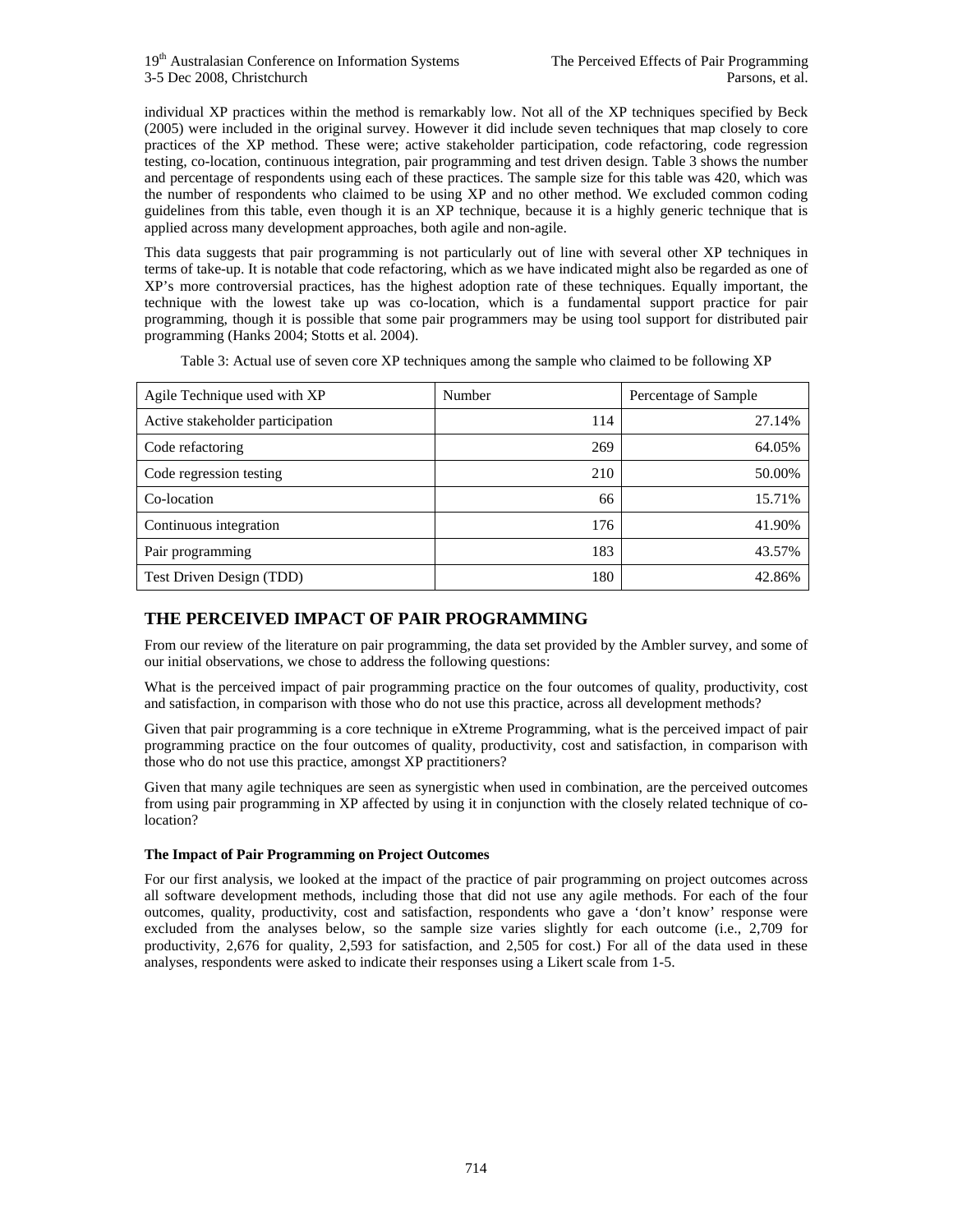individual XP practices within the method is remarkably low. Not all of the XP techniques specified by Beck (2005) were included in the original survey. However it did include seven techniques that map closely to core practices of the XP method. These were; active stakeholder participation, code refactoring, code regression testing, co-location, continuous integration, pair programming and test driven design. Table 3 shows the number and percentage of respondents using each of these practices. The sample size for this table was 420, which was the number of respondents who claimed to be using XP and no other method. We excluded common coding guidelines from this table, even though it is an XP technique, because it is a highly generic technique that is applied across many development approaches, both agile and non-agile.

This data suggests that pair programming is not particularly out of line with several other XP techniques in terms of take-up. It is notable that code refactoring, which as we have indicated might also be regarded as one of XP's more controversial practices, has the highest adoption rate of these techniques. Equally important, the technique with the lowest take up was co-location, which is a fundamental support practice for pair programming, though it is possible that some pair programmers may be using tool support for distributed pair programming (Hanks 2004; Stotts et al. 2004).

Table 3: Actual use of seven core XP techniques among the sample who claimed to be following XP

| Agile Technique used with XP | Number | Percentage of Sample |
|---|---|---|
| Active stakeholder participation | 114 | 27.14% |
| Code refactoring | 269 | 64.05% |
| Code regression testing | 210 | 50.00% |
| Co-location | 66 | 15.71% |
| Continuous integration | 176 | 41.90% |
| Pair programming | 183 | 43.57% |
| Test Driven Design (TDD) | 180 | 42.86% |

## THE PERCEIVED IMPACT OF PAIR PROGRAMMING

From our review of the literature on pair programming, the data set provided by the Ambler survey, and some of our initial observations, we chose to address the following questions:

What is the perceived impact of pair programming practice on the four outcomes of quality, productivity, cost and satisfaction, in comparison with those who do not use this practice, across all development methods?

Given that pair programming is a core technique in eXtreme Programming, what is the perceived impact of pair programming practice on the four outcomes of quality, productivity, cost and satisfaction, in comparison with those who do not use this practice, amongst XP practitioners?

Given that many agile techniques are seen as synergistic when used in combination, are the perceived outcomes from using pair programming in XP affected by using it in conjunction with the closely related technique of co-location?

### The Impact of Pair Programming on Project Outcomes

For our first analysis, we looked at the impact of the practice of pair programming on project outcomes across all software development methods, including those that did not use any agile methods. For each of the four outcomes, quality, productivity, cost and satisfaction, respondents who gave a 'don't know' response were excluded from the analyses below, so the sample size varies slightly for each outcome (i.e., 2,709 for productivity, 2,676 for quality, 2,593 for satisfaction, and 2,505 for cost.) For all of the data used in these analyses, respondents were asked to indicate their responses using a Likert scale from 1-5.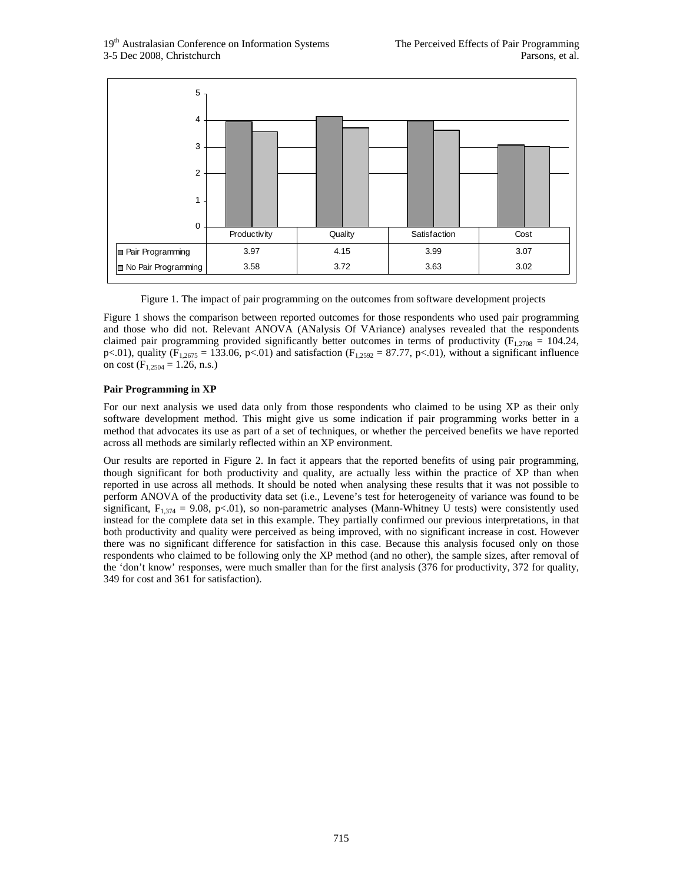| | Productivity | Quality | Satisfaction | Cost |
|---|---|---|---|---|
| Pair Programming | 3.97 | 4.15 | 3.99 | 3.07 |
| No Pair Programming | 3.58 | 3.72 | 3.63 | 3.02 |

Figure 1. The impact of pair programming on the outcomes from software development projects

Figure 1 shows the comparison between reported outcomes for those respondents who used pair programming and those who did not. Relevant ANOVA (ANalysis Of VAriance) analyses revealed that the respondents claimed pair programming provided significantly better outcomes in terms of productivity ($F_{1,2708} = 104.24$, $p<.01$), quality ($F_{1,2675} = 133.06$, $p<.01$) and satisfaction ($F_{1,2592} = 87.77$, $p<.01$), without a significant influence on cost ($F_{1,2504} = 1.26$, n.s.)

**Pair Programming in XP**

For our next analysis we used data only from those respondents who claimed to be using XP as their only software development method. This might give us some indication if pair programming works better in a method that advocates its use as part of a set of techniques, or whether the perceived benefits we have reported across all methods are similarly reflected within an XP environment.

Our results are reported in Figure 2. In fact it appears that the reported benefits of using pair programming, though significant for both productivity and quality, are actually less within the practice of XP than when reported in use across all methods. It should be noted when analysing these results that it was not possible to perform ANOVA of the productivity data set (i.e., Levene's test for heterogeneity of variance was found to be significant, $F_{1,374} = 9.08$, $p<.01$), so non-parametric analyses (Mann-Whitney U tests) were consistently used instead for the complete data set in this example. They partially confirmed our previous interpretations, in that both productivity and quality were perceived as being improved, with no significant increase in cost. However there was no significant difference for satisfaction in this case. Because this analysis focused only on those respondents who claimed to be following only the XP method (and no other), the sample sizes, after removal of the 'don't know' responses, were much smaller than for the first analysis (376 for productivity, 372 for quality, 349 for cost and 361 for satisfaction).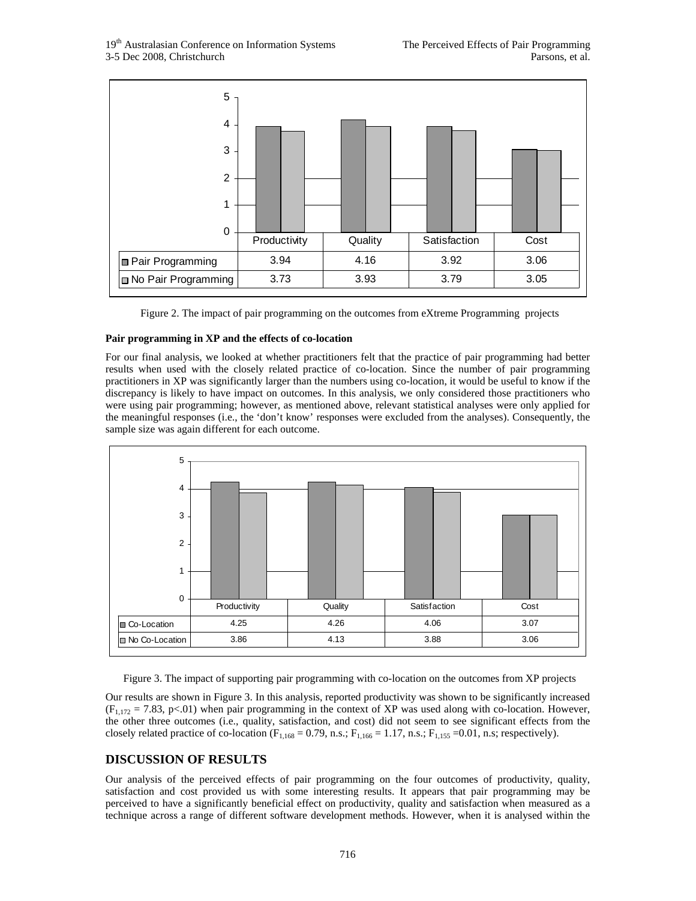|  | Productivity | Quality | Satisfaction | Cost |
| --- | --- | --- | --- | --- |
| Pair Programming | 3.94 | 4.16 | 3.92 | 3.06 |
| No Pair Programming | 3.73 | 3.93 | 3.79 | 3.05 |

Figure 2. The impact of pair programming on the outcomes from eXtreme Programming projects

**Pair programming in XP and the effects of co-location**

For our final analysis, we looked at whether practitioners felt that the practice of pair programming had better results when used with the closely related practice of co-location. Since the number of pair programming practitioners in XP was significantly larger than the numbers using co-location, it would be useful to know if the discrepancy is likely to have impact on outcomes. In this analysis, we only considered those practitioners who were using pair programming; however, as mentioned above, relevant statistical analyses were only applied for the meaningful responses (i.e., the 'don't know' responses were excluded from the analyses). Consequently, the sample size was again different for each outcome.

|  | Productivity | Quality | Satisfaction | Cost |
| --- | --- | --- | --- | --- |
| Co-Location | 4.25 | 4.26 | 4.06 | 3.07 |
| No Co-Location | 3.86 | 4.13 | 3.88 | 3.06 |

Figure 3. The impact of supporting pair programming with co-location on the outcomes from XP projects

Our results are shown in Figure 3. In this analysis, reported productivity was shown to be significantly increased ($F_{1,172} = 7.83$, $p<.01$) when pair programming in the context of XP was used along with co-location. However, the other three outcomes (i.e., quality, satisfaction, and cost) did not seem to see significant effects from the closely related practice of co-location ($F_{1,168} = 0.79$, n.s.; $F_{1,166} = 1.17$, n.s.; $F_{1,155} = 0.01$, n.s; respectively).

## DISCUSSION OF RESULTS

Our analysis of the perceived effects of pair programming on the four outcomes of productivity, quality, satisfaction and cost provided us with some interesting results. It appears that pair programming may be perceived to have a significantly beneficial effect on productivity, quality and satisfaction when measured as a technique across a range of different software development methods. However, when it is analysed within the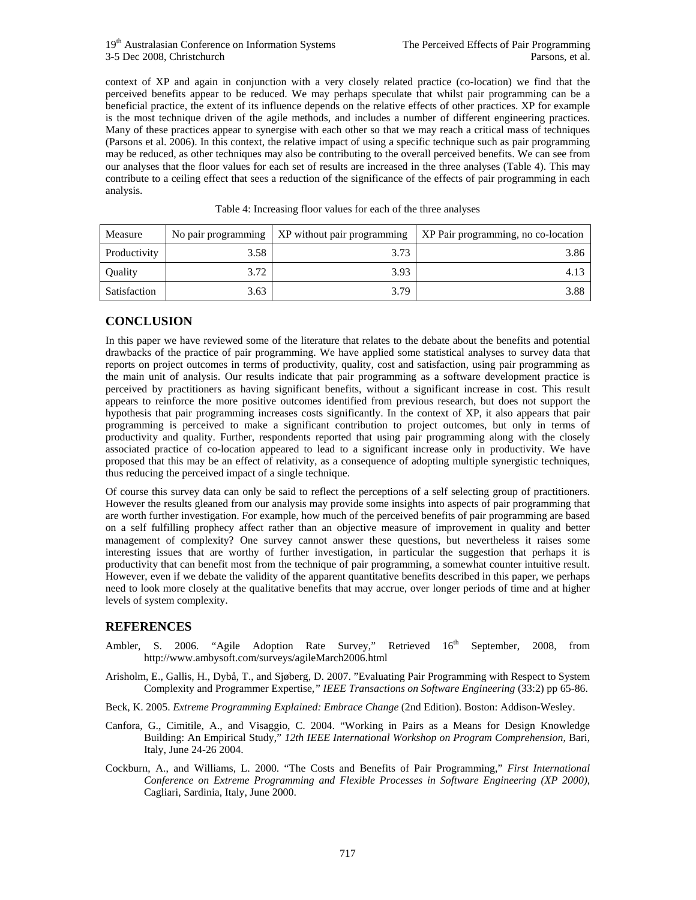context of XP and again in conjunction with a very closely related practice (co-location) we find that the perceived benefits appear to be reduced. We may perhaps speculate that whilst pair programming can be a beneficial practice, the extent of its influence depends on the relative effects of other practices. XP for example is the most technique driven of the agile methods, and includes a number of different engineering practices. Many of these practices appear to synergise with each other so that we may reach a critical mass of techniques (Parsons et al. 2006). In this context, the relative impact of using a specific technique such as pair programming may be reduced, as other techniques may also be contributing to the overall perceived benefits. We can see from our analyses that the floor values for each set of results are increased in the three analyses (Table 4). This may contribute to a ceiling effect that sees a reduction of the significance of the effects of pair programming in each analysis.

Table 4: Increasing floor values for each of the three analyses

| Measure | No pair programming | XP without pair programming | XP Pair programming, no co-location |
|---|---|---|---|
| Productivity | 3.58 | 3.73 | 3.86 |
| Quality | 3.72 | 3.93 | 4.13 |
| Satisfaction | 3.63 | 3.79 | 3.88 |

## CONCLUSION

In this paper we have reviewed some of the literature that relates to the debate about the benefits and potential drawbacks of the practice of pair programming. We have applied some statistical analyses to survey data that reports on project outcomes in terms of productivity, quality, cost and satisfaction, using pair programming as the main unit of analysis. Our results indicate that pair programming as a software development practice is perceived by practitioners as having significant benefits, without a significant increase in cost. This result appears to reinforce the more positive outcomes identified from previous research, but does not support the hypothesis that pair programming increases costs significantly. In the context of XP, it also appears that pair programming is perceived to make a significant contribution to project outcomes, but only in terms of productivity and quality. Further, respondents reported that using pair programming along with the closely associated practice of co-location appeared to lead to a significant increase only in productivity. We have proposed that this may be an effect of relativity, as a consequence of adopting multiple synergistic techniques, thus reducing the perceived impact of a single technique.

Of course this survey data can only be said to reflect the perceptions of a self selecting group of practitioners. However the results gleaned from our analysis may provide some insights into aspects of pair programming that are worth further investigation. For example, how much of the perceived benefits of pair programming are based on a self fulfilling prophecy affect rather than an objective measure of improvement in quality and better management of complexity? One survey cannot answer these questions, but nevertheless it raises some interesting issues that are worthy of further investigation, in particular the suggestion that perhaps it is productivity that can benefit most from the technique of pair programming, a somewhat counter intuitive result. However, even if we debate the validity of the apparent quantitative benefits described in this paper, we perhaps need to look more closely at the qualitative benefits that may accrue, over longer periods of time and at higher levels of system complexity.

## REFERENCES

Ambler, S. 2006. "Agile Adoption Rate Survey," Retrieved 16th September, 2008, from http://www.ambysoft.com/surveys/agileMarch2006.html

Arisholm, E., Gallis, H., Dybå, T., and Sjøberg, D. 2007. "Evaluating Pair Programming with Respect to System Complexity and Programmer Expertise," *IEEE Transactions on Software Engineering* (33:2) pp 65-86.

Beck, K. 2005. *Extreme Programming Explained: Embrace Change* (2nd Edition). Boston: Addison-Wesley.

Canfora, G., Cimitile, A., and Visaggio, C. 2004. "Working in Pairs as a Means for Design Knowledge Building: An Empirical Study," *12th IEEE International Workshop on Program Comprehension*, Bari, Italy, June 24-26 2004.

Cockburn, A., and Williams, L. 2000. "The Costs and Benefits of Pair Programming," *First International Conference on Extreme Programming and Flexible Processes in Software Engineering (XP 2000)*, Cagliari, Sardinia, Italy, June 2000.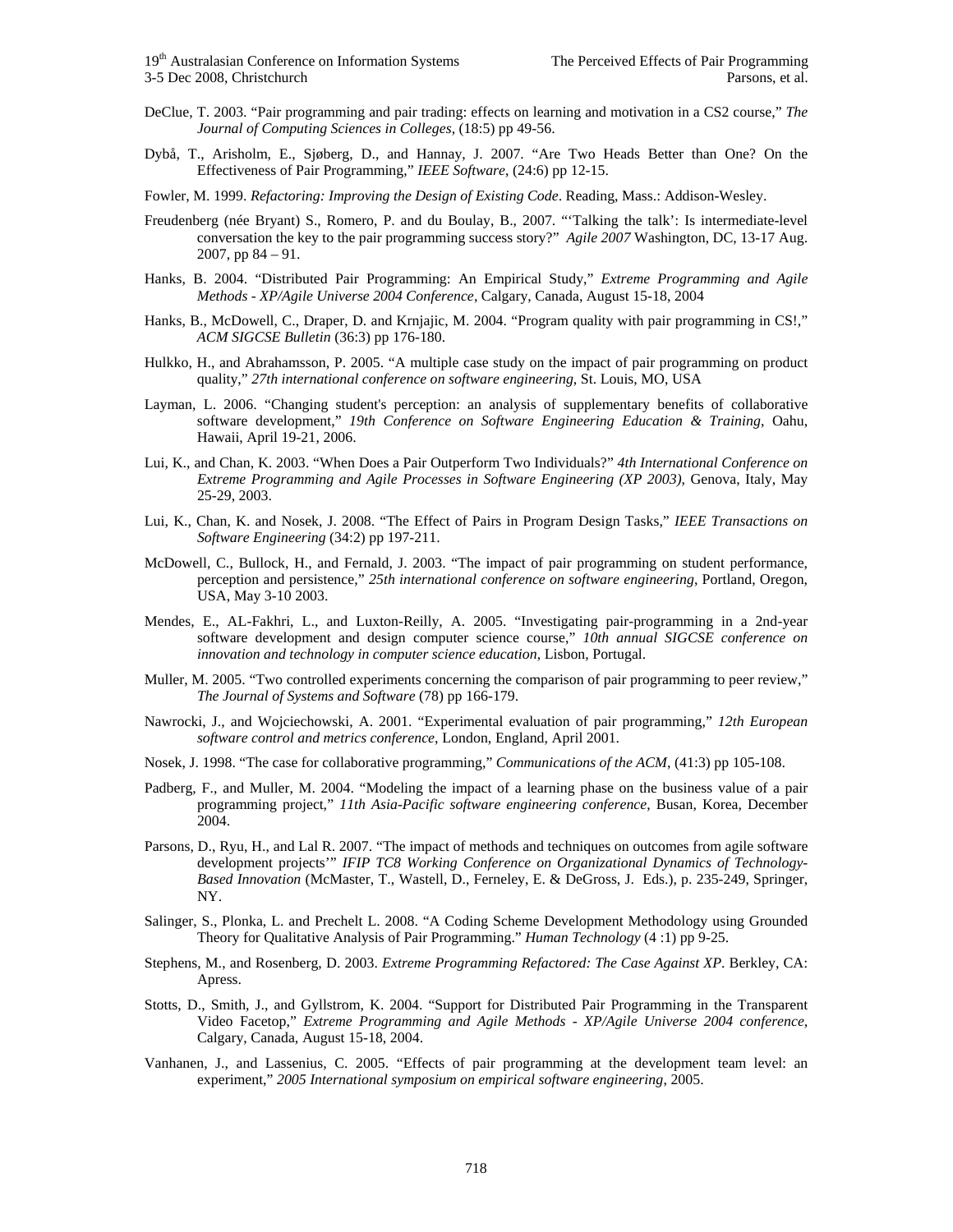DeClue, T. 2003. "Pair programming and pair trading: effects on learning and motivation in a CS2 course," *The Journal of Computing Sciences in Colleges*, (18:5) pp 49-56.

Dybå, T., Arisholm, E., Sjøberg, D., and Hannay, J. 2007. "Are Two Heads Better than One? On the Effectiveness of Pair Programming," *IEEE Software*, (24:6) pp 12-15.

Fowler, M. 1999. *Refactoring: Improving the Design of Existing Code*. Reading, Mass.: Addison-Wesley.

Freudenberg (née Bryant) S., Romero, P. and du Boulay, B., 2007. "'Talking the talk': Is intermediate-level conversation the key to the pair programming success story?" *Agile 2007* Washington, DC, 13-17 Aug. 2007, pp 84 – 91.

Hanks, B. 2004. "Distributed Pair Programming: An Empirical Study," *Extreme Programming and Agile Methods - XP/Agile Universe 2004 Conference*, Calgary, Canada, August 15-18, 2004

Hanks, B., McDowell, C., Draper, D. and Krnjajic, M. 2004. "Program quality with pair programming in CS!," *ACM SIGCSE Bulletin* (36:3) pp 176-180.

Hulkko, H., and Abrahamsson, P. 2005. "A multiple case study on the impact of pair programming on product quality," *27th international conference on software engineering*, St. Louis, MO, USA

Layman, L. 2006. "Changing student's perception: an analysis of supplementary benefits of collaborative software development," *19th Conference on Software Engineering Education & Training*, Oahu, Hawaii, April 19-21, 2006.

Lui, K., and Chan, K. 2003. "When Does a Pair Outperform Two Individuals?" *4th International Conference on Extreme Programming and Agile Processes in Software Engineering (XP 2003)*, Genova, Italy, May 25-29, 2003.

Lui, K., Chan, K. and Nosek, J. 2008. "The Effect of Pairs in Program Design Tasks," *IEEE Transactions on Software Engineering* (34:2) pp 197-211.

McDowell, C., Bullock, H., and Fernald, J. 2003. "The impact of pair programming on student performance, perception and persistence," *25th international conference on software engineering*, Portland, Oregon, USA, May 3-10 2003.

Mendes, E., AL-Fakhri, L., and Luxton-Reilly, A. 2005. "Investigating pair-programming in a 2nd-year software development and design computer science course," *10th annual SIGCSE conference on innovation and technology in computer science education*, Lisbon, Portugal.

Muller, M. 2005. "Two controlled experiments concerning the comparison of pair programming to peer review," *The Journal of Systems and Software* (78) pp 166-179.

Nawrocki, J., and Wojciechowski, A. 2001. "Experimental evaluation of pair programming," *12th European software control and metrics conference*, London, England, April 2001.

Nosek, J. 1998. "The case for collaborative programming," *Communications of the ACM*, (41:3) pp 105-108.

Padberg, F., and Muller, M. 2004. "Modeling the impact of a learning phase on the business value of a pair programming project," *11th Asia-Pacific software engineering conference*, Busan, Korea, December 2004.

Parsons, D., Ryu, H., and Lal R. 2007. "The impact of methods and techniques on outcomes from agile software development projects'" *IFIP TC8 Working Conference on Organizational Dynamics of Technology-Based Innovation* (McMaster, T., Wastell, D., Ferneley, E. & DeGross, J. Eds.), p. 235-249, Springer, NY.

Salinger, S., Plonka, L. and Prechelt L. 2008. "A Coding Scheme Development Methodology using Grounded Theory for Qualitative Analysis of Pair Programming." *Human Technology* (4 :1) pp 9-25.

Stephens, M., and Rosenberg, D. 2003. *Extreme Programming Refactored: The Case Against XP*. Berkley, CA: Apress.

Stotts, D., Smith, J., and Gyllstrom, K. 2004. "Support for Distributed Pair Programming in the Transparent Video Facetop," *Extreme Programming and Agile Methods - XP/Agile Universe 2004 conference*, Calgary, Canada, August 15-18, 2004.

Vanhanen, J., and Lassenius, C. 2005. "Effects of pair programming at the development team level: an experiment," *2005 International symposium on empirical software engineering*, 2005.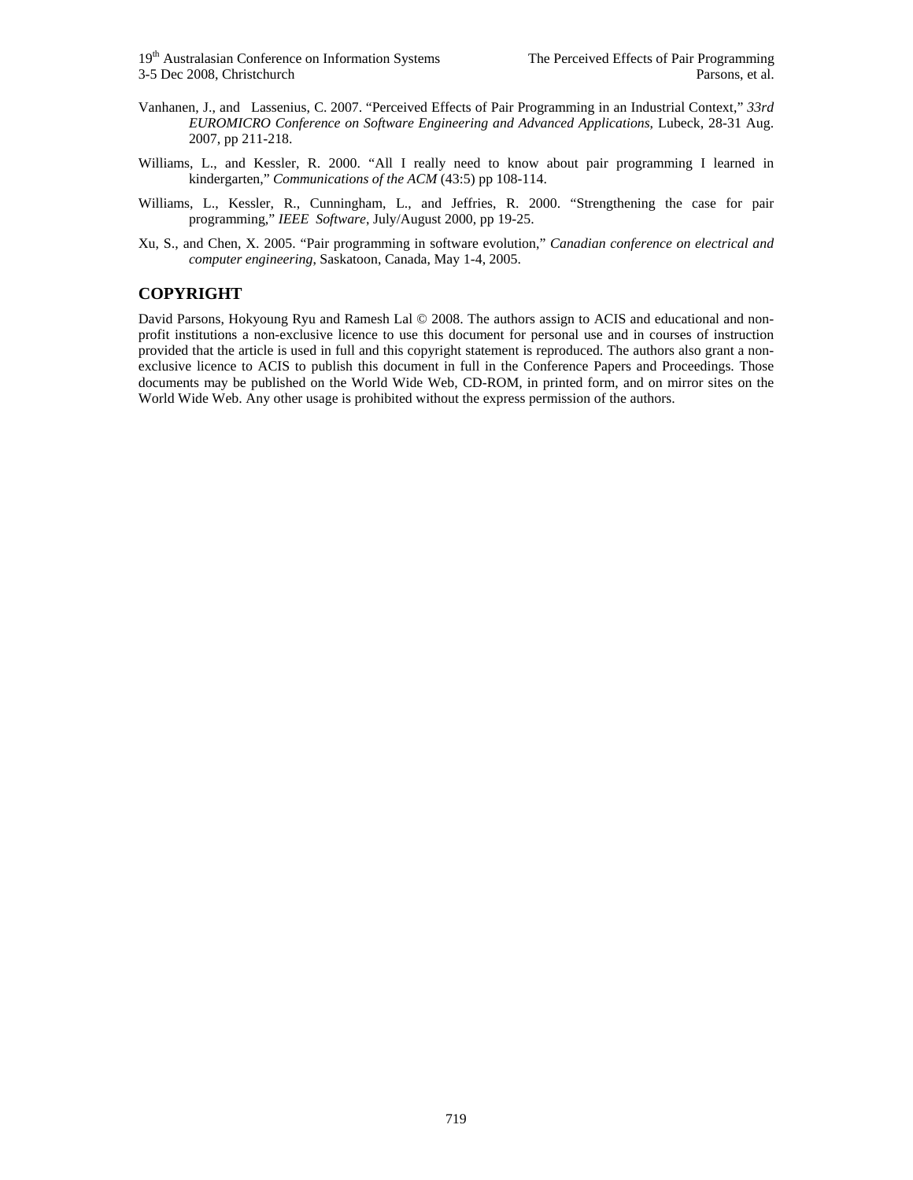Vanhanen, J., and Lassenius, C. 2007. "Perceived Effects of Pair Programming in an Industrial Context," *33rd EUROMICRO Conference on Software Engineering and Advanced Applications*, Lubeck, 28-31 Aug. 2007, pp 211-218.

Williams, L., and Kessler, R. 2000. "All I really need to know about pair programming I learned in kindergarten," *Communications of the ACM* (43:5) pp 108-114.

Williams, L., Kessler, R., Cunningham, L., and Jeffries, R. 2000. "Strengthening the case for pair programming," *IEEE Software*, July/August 2000, pp 19-25.

Xu, S., and Chen, X. 2005. "Pair programming in software evolution," *Canadian conference on electrical and computer engineering*, Saskatoon, Canada, May 1-4, 2005.

## COPYRIGHT

David Parsons, Hokyoung Ryu and Ramesh Lal © 2008. The authors assign to ACIS and educational and non-profit institutions a non-exclusive licence to use this document for personal use and in courses of instruction provided that the article is used in full and this copyright statement is reproduced. The authors also grant a non-exclusive licence to ACIS to publish this document in full in the Conference Papers and Proceedings. Those documents may be published on the World Wide Web, CD-ROM, in printed form, and on mirror sites on the World Wide Web. Any other usage is prohibited without the express permission of the authors.